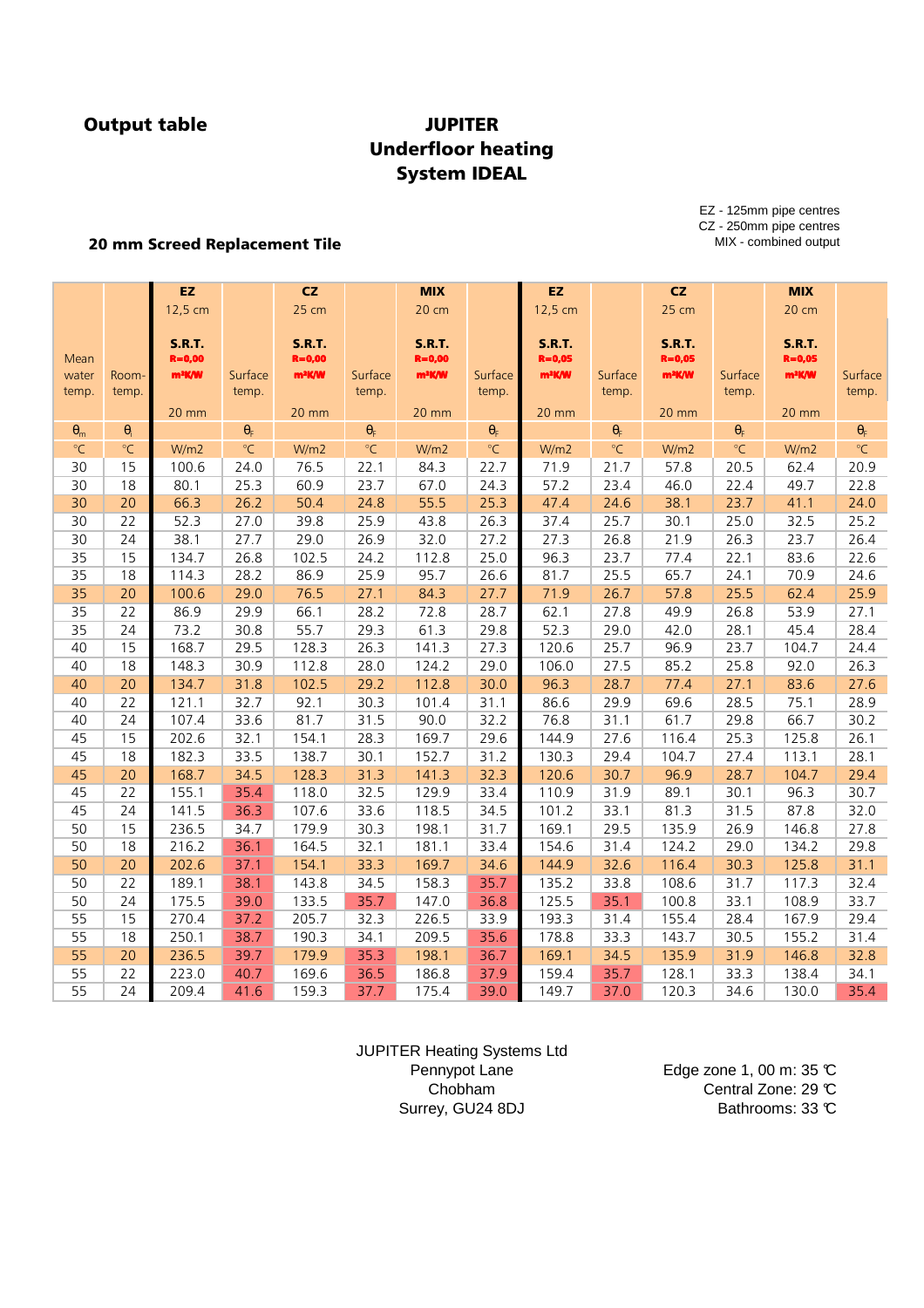**Output table**

# JUPITER
## Underfloor heating
## System IDEAL

EZ - 125mm pipe centres
CZ - 250mm pipe centres
MIX - combined output

**20 mm Screed Replacement Tile**

| Mean water temp. | Room-temp. | EZ 12,5 cm S.R.T. R=0,00 m²K/W 20 mm | Surface temp. | CZ 25 cm S.R.T. R=0,00 m²K/W 20 mm | Surface temp. | MIX 20 cm S.R.T. R=0,00 m²K/W 20 mm | Surface temp. | EZ 12,5 cm S.R.T. R=0,05 m²K/W 20 mm | Surface temp. | CZ 25 cm S.R.T. R=0,05 m²K/W 20 mm | Surface temp. | MIX 20 cm S.R.T. R=0,05 m²K/W 20 mm | Surface temp. |
|---|---|---|---|---|---|---|---|---|---|---|---|---|---|
| $\theta_m$ | $\theta_i$ | | $\theta_F$ | | $\theta_F$ | | $\theta_F$ | | $\theta_F$ | | $\theta_F$ | | $\theta_F$ |
| °C | °C | W/m2 | °C | W/m2 | °C | W/m2 | °C | W/m2 | °C | W/m2 | °C | W/m2 | °C |
| 30 | 15 | 100.6 | 24.0 | 76.5 | 22.1 | 84.3 | 22.7 | 71.9 | 21.7 | 57.8 | 20.5 | 62.4 | 20.9 |
| 30 | 18 | 80.1 | 25.3 | 60.9 | 23.7 | 67.0 | 24.3 | 57.2 | 23.4 | 46.0 | 22.4 | 49.7 | 22.8 |
| 30 | 20 | 66.3 | 26.2 | 50.4 | 24.8 | 55.5 | 25.3 | 47.4 | 24.6 | 38.1 | 23.7 | 41.1 | 24.0 |
| 30 | 22 | 52.3 | 27.0 | 39.8 | 25.9 | 43.8 | 26.3 | 37.4 | 25.7 | 30.1 | 25.0 | 32.5 | 25.2 |
| 30 | 24 | 38.1 | 27.7 | 29.0 | 26.9 | 32.0 | 27.2 | 27.3 | 26.8 | 21.9 | 26.3 | 23.7 | 26.4 |
| 35 | 15 | 134.7 | 26.8 | 102.5 | 24.2 | 112.8 | 25.0 | 96.3 | 23.7 | 77.4 | 22.1 | 83.6 | 22.6 |
| 35 | 18 | 114.3 | 28.2 | 86.9 | 25.9 | 95.7 | 26.6 | 81.7 | 25.5 | 65.7 | 24.1 | 70.9 | 24.6 |
| 35 | 20 | 100.6 | 29.0 | 76.5 | 27.1 | 84.3 | 27.7 | 71.9 | 26.7 | 57.8 | 25.5 | 62.4 | 25.9 |
| 35 | 22 | 86.9 | 29.9 | 66.1 | 28.2 | 72.8 | 28.7 | 62.1 | 27.8 | 49.9 | 26.8 | 53.9 | 27.1 |
| 35 | 24 | 73.2 | 30.8 | 55.7 | 29.3 | 61.3 | 29.8 | 52.3 | 29.0 | 42.0 | 28.1 | 45.4 | 28.4 |
| 40 | 15 | 168.7 | 29.5 | 128.3 | 26.3 | 141.3 | 27.3 | 120.6 | 25.7 | 96.9 | 23.7 | 104.7 | 24.4 |
| 40 | 18 | 148.3 | 30.9 | 112.8 | 28.0 | 124.2 | 29.0 | 106.0 | 27.5 | 85.2 | 25.8 | 92.0 | 26.3 |
| 40 | 20 | 134.7 | 31.8 | 102.5 | 29.2 | 112.8 | 30.0 | 96.3 | 28.7 | 77.4 | 27.1 | 83.6 | 27.6 |
| 40 | 22 | 121.1 | 32.7 | 92.1 | 30.3 | 101.4 | 31.1 | 86.6 | 29.9 | 69.6 | 28.5 | 75.1 | 28.9 |
| 40 | 24 | 107.4 | 33.6 | 81.7 | 31.5 | 90.0 | 32.2 | 76.8 | 31.1 | 61.7 | 29.8 | 66.7 | 30.2 |
| 45 | 15 | 202.6 | 32.1 | 154.1 | 28.3 | 169.7 | 29.6 | 144.9 | 27.6 | 116.4 | 25.3 | 125.8 | 26.1 |
| 45 | 18 | 182.3 | 33.5 | 138.7 | 30.1 | 152.7 | 31.2 | 130.3 | 29.4 | 104.7 | 27.4 | 113.1 | 28.1 |
| 45 | 20 | 168.7 | 34.5 | 128.3 | 31.3 | 141.3 | 32.3 | 120.6 | 30.7 | 96.9 | 28.7 | 104.7 | 29.4 |
| 45 | 22 | 155.1 | 35.4 | 118.0 | 32.5 | 129.9 | 33.4 | 110.9 | 31.9 | 89.1 | 30.1 | 96.3 | 30.7 |
| 45 | 24 | 141.5 | 36.3 | 107.6 | 33.6 | 118.5 | 34.5 | 101.2 | 33.1 | 81.3 | 31.5 | 87.8 | 32.0 |
| 50 | 15 | 236.5 | 34.7 | 179.9 | 30.3 | 198.1 | 31.7 | 169.1 | 29.5 | 135.9 | 26.9 | 146.8 | 27.8 |
| 50 | 18 | 216.2 | 36.1 | 164.5 | 32.1 | 181.1 | 33.4 | 154.6 | 31.4 | 124.2 | 29.0 | 134.2 | 29.8 |
| 50 | 20 | 202.6 | 37.1 | 154.1 | 33.3 | 169.7 | 34.6 | 144.9 | 32.6 | 116.4 | 30.3 | 125.8 | 31.1 |
| 50 | 22 | 189.1 | 38.1 | 143.8 | 34.5 | 158.3 | 35.7 | 135.2 | 33.8 | 108.6 | 31.7 | 117.3 | 32.4 |
| 50 | 24 | 175.5 | 39.0 | 133.5 | 35.7 | 147.0 | 36.8 | 125.5 | 35.1 | 100.8 | 33.1 | 108.9 | 33.7 |
| 55 | 15 | 270.4 | 37.2 | 205.7 | 32.3 | 226.5 | 33.9 | 193.3 | 31.4 | 155.4 | 28.4 | 167.9 | 29.4 |
| 55 | 18 | 250.1 | 38.7 | 190.3 | 34.1 | 209.5 | 35.6 | 178.8 | 33.3 | 143.7 | 30.5 | 155.2 | 31.4 |
| 55 | 20 | 236.5 | 39.7 | 179.9 | 35.3 | 198.1 | 36.7 | 169.1 | 34.5 | 135.9 | 31.9 | 146.8 | 32.8 |
| 55 | 22 | 223.0 | 40.7 | 169.6 | 36.5 | 186.8 | 37.9 | 159.4 | 35.7 | 128.1 | 33.3 | 138.4 | 34.1 |
| 55 | 24 | 209.4 | 41.6 | 159.3 | 37.7 | 175.4 | 39.0 | 149.7 | 37.0 | 120.3 | 34.6 | 130.0 | 35.4 |

JUPITER Heating Systems Ltd
Pennypot Lane
Chobham
Surrey, GU24 8DJ

Edge zone 1, 00 m: 35 °C
Central Zone: 29 °C
Bathrooms: 33 °C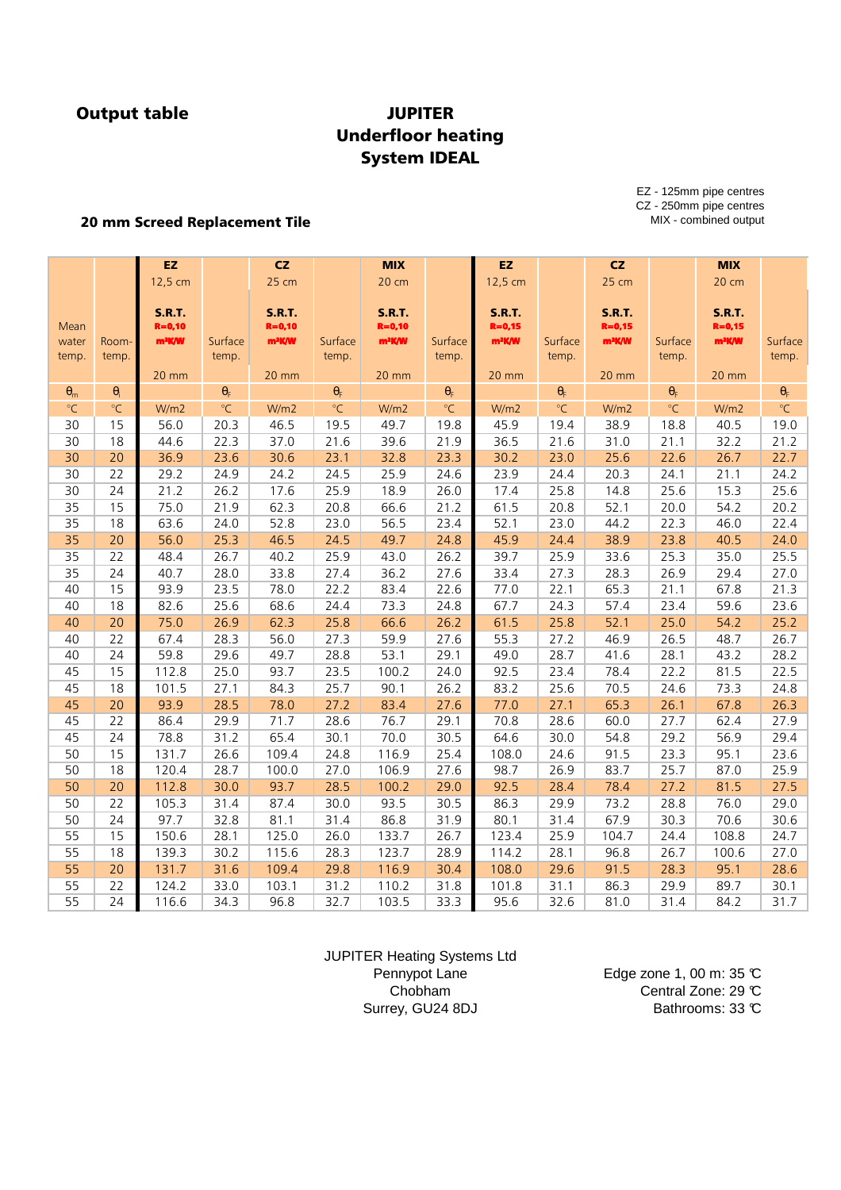## Output table

## JUPITER Underfloor heating System IDEAL

EZ - 125mm pipe centres
CZ - 250mm pipe centres
MIX - combined output

### 20 mm Screed Replacement Tile

| Mean water temp. | Room-temp. | EZ 12,5 cm S.R.T. R=0,10 m²K/W 20 mm | Surface temp. | CZ 25 cm S.R.T. R=0,10 m²K/W 20 mm | Surface temp. | MIX 20 cm S.R.T. R=0,10 m²K/W 20 mm | Surface temp. | EZ 12,5 cm S.R.T. R=0,15 m²K/W 20 mm | Surface temp. | CZ 25 cm S.R.T. R=0,15 m²K/W 20 mm | Surface temp. | MIX 20 cm S.R.T. R=0,15 m²K/W 20 mm | Surface temp. |
|---|---|---|---|---|---|---|---|---|---|---|---|---|---|
| $\theta_m$ | $\theta_i$ | | $\theta_F$ | | $\theta_F$ | | $\theta_F$ | | $\theta_F$ | | $\theta_F$ | | $\theta_F$ |
| °C | °C | W/m2 | °C | W/m2 | °C | W/m2 | °C | W/m2 | °C | W/m2 | °C | W/m2 | °C |
| 30 | 15 | 56.0 | 20.3 | 46.5 | 19.5 | 49.7 | 19.8 | 45.9 | 19.4 | 38.9 | 18.8 | 40.5 | 19.0 |
| 30 | 18 | 44.6 | 22.3 | 37.0 | 21.6 | 39.6 | 21.9 | 36.5 | 21.6 | 31.0 | 21.1 | 32.2 | 21.2 |
| 30 | 20 | 36.9 | 23.6 | 30.6 | 23.1 | 32.8 | 23.3 | 30.2 | 23.0 | 25.6 | 22.6 | 26.7 | 22.7 |
| 30 | 22 | 29.2 | 24.9 | 24.2 | 24.5 | 25.9 | 24.6 | 23.9 | 24.4 | 20.3 | 24.1 | 21.1 | 24.2 |
| 30 | 24 | 21.2 | 26.2 | 17.6 | 25.9 | 18.9 | 26.0 | 17.4 | 25.8 | 14.8 | 25.6 | 15.3 | 25.6 |
| 35 | 15 | 75.0 | 21.9 | 62.3 | 20.8 | 66.6 | 21.2 | 61.5 | 20.8 | 52.1 | 20.0 | 54.2 | 20.2 |
| 35 | 18 | 63.6 | 24.0 | 52.8 | 23.0 | 56.5 | 23.4 | 52.1 | 23.0 | 44.2 | 22.3 | 46.0 | 22.4 |
| 35 | 20 | 56.0 | 25.3 | 46.5 | 24.5 | 49.7 | 24.8 | 45.9 | 24.4 | 38.9 | 23.8 | 40.5 | 24.0 |
| 35 | 22 | 48.4 | 26.7 | 40.2 | 25.9 | 43.0 | 26.2 | 39.7 | 25.9 | 33.6 | 25.3 | 35.0 | 25.5 |
| 35 | 24 | 40.7 | 28.0 | 33.8 | 27.4 | 36.2 | 27.6 | 33.4 | 27.3 | 28.3 | 26.9 | 29.4 | 27.0 |
| 40 | 15 | 93.9 | 23.5 | 78.0 | 22.2 | 83.4 | 22.6 | 77.0 | 22.1 | 65.3 | 21.1 | 67.8 | 21.3 |
| 40 | 18 | 82.6 | 25.6 | 68.6 | 24.4 | 73.3 | 24.8 | 67.7 | 24.3 | 57.4 | 23.4 | 59.6 | 23.6 |
| 40 | 20 | 75.0 | 26.9 | 62.3 | 25.8 | 66.6 | 26.2 | 61.5 | 25.8 | 52.1 | 25.0 | 54.2 | 25.2 |
| 40 | 22 | 67.4 | 28.3 | 56.0 | 27.3 | 59.9 | 27.6 | 55.3 | 27.2 | 46.9 | 26.5 | 48.7 | 26.7 |
| 40 | 24 | 59.8 | 29.6 | 49.7 | 28.8 | 53.1 | 29.1 | 49.0 | 28.7 | 41.6 | 28.1 | 43.2 | 28.2 |
| 45 | 15 | 112.8 | 25.0 | 93.7 | 23.5 | 100.2 | 24.0 | 92.5 | 23.4 | 78.4 | 22.2 | 81.5 | 22.5 |
| 45 | 18 | 101.5 | 27.1 | 84.3 | 25.7 | 90.1 | 26.2 | 83.2 | 25.6 | 70.5 | 24.6 | 73.3 | 24.8 |
| 45 | 20 | 93.9 | 28.5 | 78.0 | 27.2 | 83.4 | 27.6 | 77.0 | 27.1 | 65.3 | 26.1 | 67.8 | 26.3 |
| 45 | 22 | 86.4 | 29.9 | 71.7 | 28.6 | 76.7 | 29.1 | 70.8 | 28.6 | 60.0 | 27.7 | 62.4 | 27.9 |
| 45 | 24 | 78.8 | 31.2 | 65.4 | 30.1 | 70.0 | 30.5 | 64.6 | 30.0 | 54.8 | 29.2 | 56.9 | 29.4 |
| 50 | 15 | 131.7 | 26.6 | 109.4 | 24.8 | 116.9 | 25.4 | 108.0 | 24.6 | 91.5 | 23.3 | 95.1 | 23.6 |
| 50 | 18 | 120.4 | 28.7 | 100.0 | 27.0 | 106.9 | 27.6 | 98.7 | 26.9 | 83.7 | 25.7 | 87.0 | 25.9 |
| 50 | 20 | 112.8 | 30.0 | 93.7 | 28.5 | 100.2 | 29.0 | 92.5 | 28.4 | 78.4 | 27.2 | 81.5 | 27.5 |
| 50 | 22 | 105.3 | 31.4 | 87.4 | 30.0 | 93.5 | 30.5 | 86.3 | 29.9 | 73.2 | 28.8 | 76.0 | 29.0 |
| 50 | 24 | 97.7 | 32.8 | 81.1 | 31.4 | 86.8 | 31.9 | 80.1 | 31.4 | 67.9 | 30.3 | 70.6 | 30.6 |
| 55 | 15 | 150.6 | 28.1 | 125.0 | 26.0 | 133.7 | 26.7 | 123.4 | 25.9 | 104.7 | 24.4 | 108.8 | 24.7 |
| 55 | 18 | 139.3 | 30.2 | 115.6 | 28.3 | 123.7 | 28.9 | 114.2 | 28.1 | 96.8 | 26.7 | 100.6 | 27.0 |
| 55 | 20 | 131.7 | 31.6 | 109.4 | 29.8 | 116.9 | 30.4 | 108.0 | 29.6 | 91.5 | 28.3 | 95.1 | 28.6 |
| 55 | 22 | 124.2 | 33.0 | 103.1 | 31.2 | 110.2 | 31.8 | 101.8 | 31.1 | 86.3 | 29.9 | 89.7 | 30.1 |
| 55 | 24 | 116.6 | 34.3 | 96.8 | 32.7 | 103.5 | 33.3 | 95.6 | 32.6 | 81.0 | 31.4 | 84.2 | 31.7 |

JUPITER Heating Systems Ltd
Pennypot Lane
Chobham
Surrey, GU24 8DJ

Edge zone 1, 00 m: 35 °C
Central Zone: 29 °C
Bathrooms: 33 °C